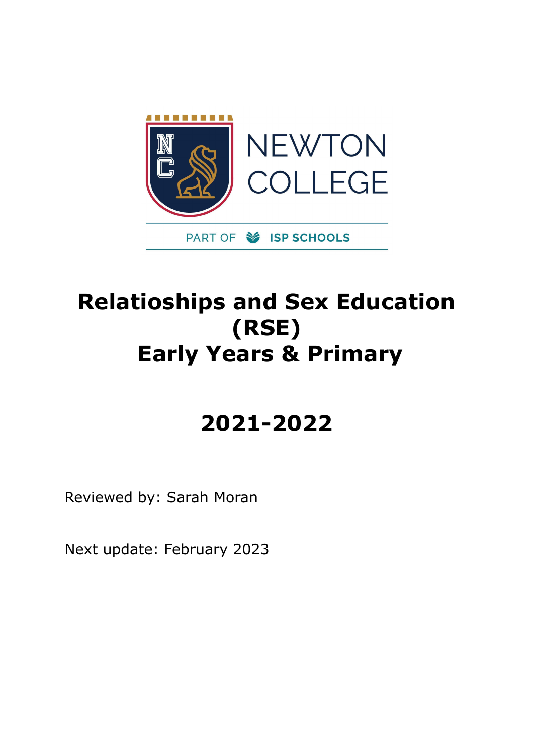NEWTON COLLEGE

PART OF ISP SCHOOLS

# Relatioships and Sex Education (RSE) Early Years & Primary

# 2021-2022

Reviewed by: Sarah Moran

Next update: February 2023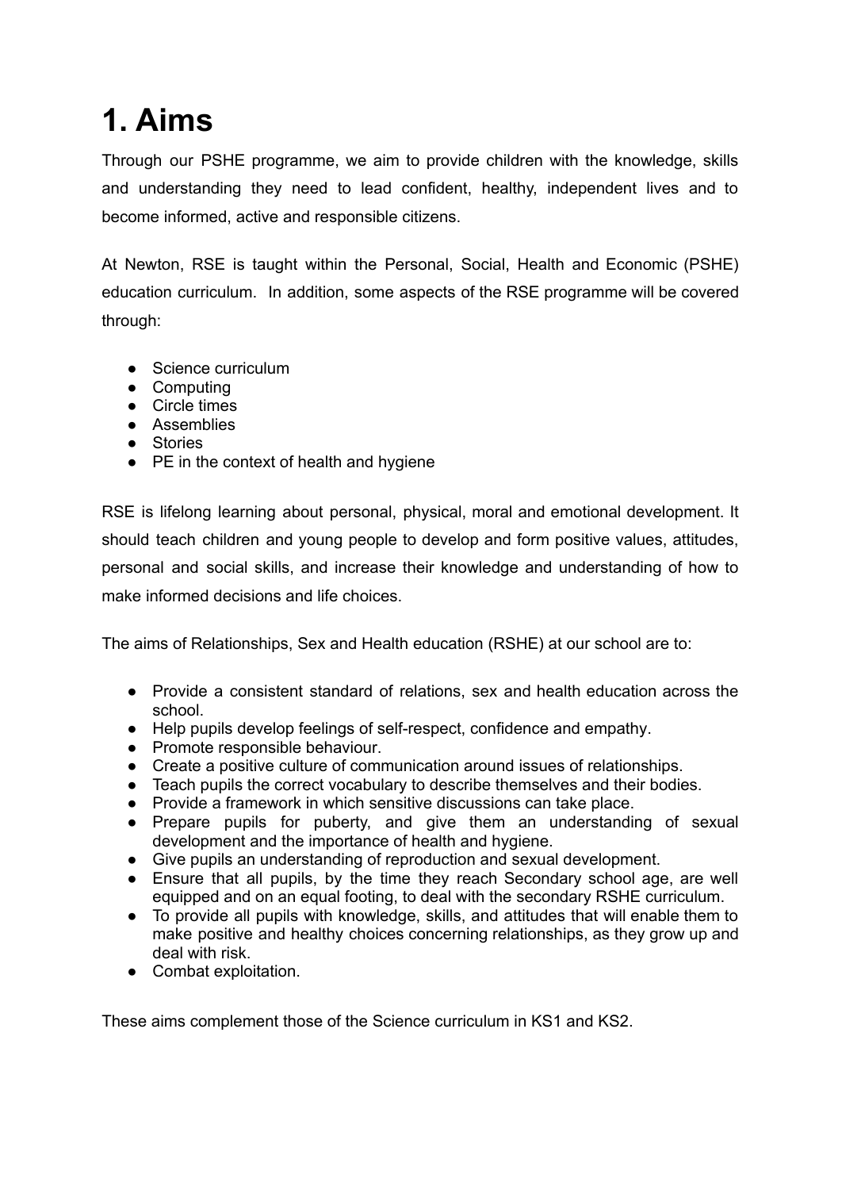# 1. Aims

Through our PSHE programme, we aim to provide children with the knowledge, skills and understanding they need to lead confident, healthy, independent lives and to become informed, active and responsible citizens.

At Newton, RSE is taught within the Personal, Social, Health and Economic (PSHE) education curriculum. In addition, some aspects of the RSE programme will be covered through:

- Science curriculum
- Computing
- Circle times
- Assemblies
- Stories
- PE in the context of health and hygiene

RSE is lifelong learning about personal, physical, moral and emotional development. It should teach children and young people to develop and form positive values, attitudes, personal and social skills, and increase their knowledge and understanding of how to make informed decisions and life choices.

The aims of Relationships, Sex and Health education (RSHE) at our school are to:

- Provide a consistent standard of relations, sex and health education across the school.
- Help pupils develop feelings of self-respect, confidence and empathy.
- Promote responsible behaviour.
- Create a positive culture of communication around issues of relationships.
- Teach pupils the correct vocabulary to describe themselves and their bodies.
- Provide a framework in which sensitive discussions can take place.
- Prepare pupils for puberty, and give them an understanding of sexual development and the importance of health and hygiene.
- Give pupils an understanding of reproduction and sexual development.
- Ensure that all pupils, by the time they reach Secondary school age, are well equipped and on an equal footing, to deal with the secondary RSHE curriculum.
- To provide all pupils with knowledge, skills, and attitudes that will enable them to make positive and healthy choices concerning relationships, as they grow up and deal with risk.
- Combat exploitation.

These aims complement those of the Science curriculum in KS1 and KS2.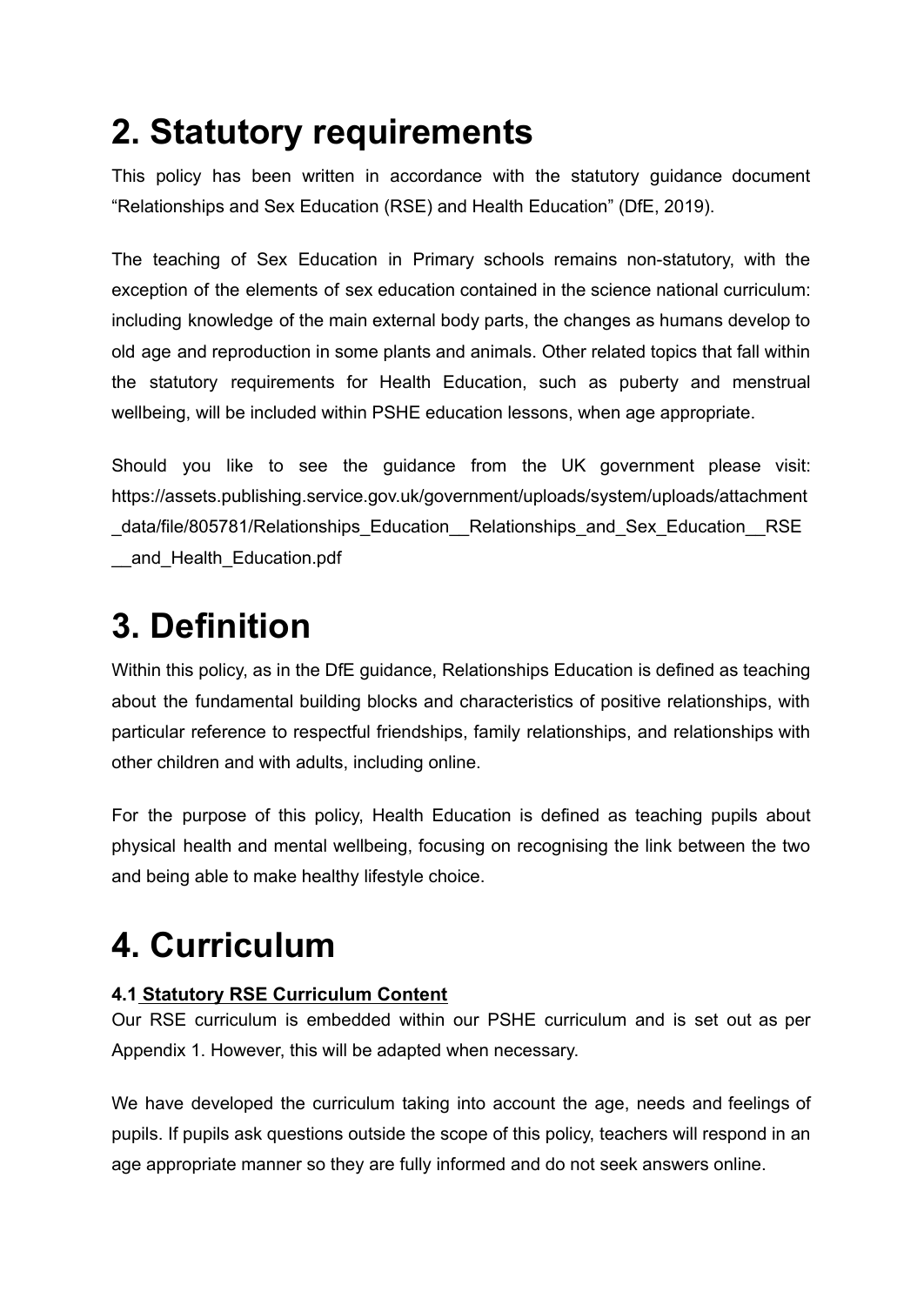# 2. Statutory requirements

This policy has been written in accordance with the statutory guidance document "Relationships and Sex Education (RSE) and Health Education" (DfE, 2019).

The teaching of Sex Education in Primary schools remains non-statutory, with the exception of the elements of sex education contained in the science national curriculum: including knowledge of the main external body parts, the changes as humans develop to old age and reproduction in some plants and animals. Other related topics that fall within the statutory requirements for Health Education, such as puberty and menstrual wellbeing, will be included within PSHE education lessons, when age appropriate.

Should you like to see the guidance from the UK government please visit: https://assets.publishing.service.gov.uk/government/uploads/system/uploads/attachment_data/file/805781/Relationships_Education__Relationships_and_Sex_Education__RSE__and_Health_Education.pdf

# 3. Definition

Within this policy, as in the DfE guidance, Relationships Education is defined as teaching about the fundamental building blocks and characteristics of positive relationships, with particular reference to respectful friendships, family relationships, and relationships with other children and with adults, including online.

For the purpose of this policy, Health Education is defined as teaching pupils about physical health and mental wellbeing, focusing on recognising the link between the two and being able to make healthy lifestyle choice.

# 4. Curriculum

#### 4.1 Statutory RSE Curriculum Content

Our RSE curriculum is embedded within our PSHE curriculum and is set out as per Appendix 1. However, this will be adapted when necessary.

We have developed the curriculum taking into account the age, needs and feelings of pupils. If pupils ask questions outside the scope of this policy, teachers will respond in an age appropriate manner so they are fully informed and do not seek answers online.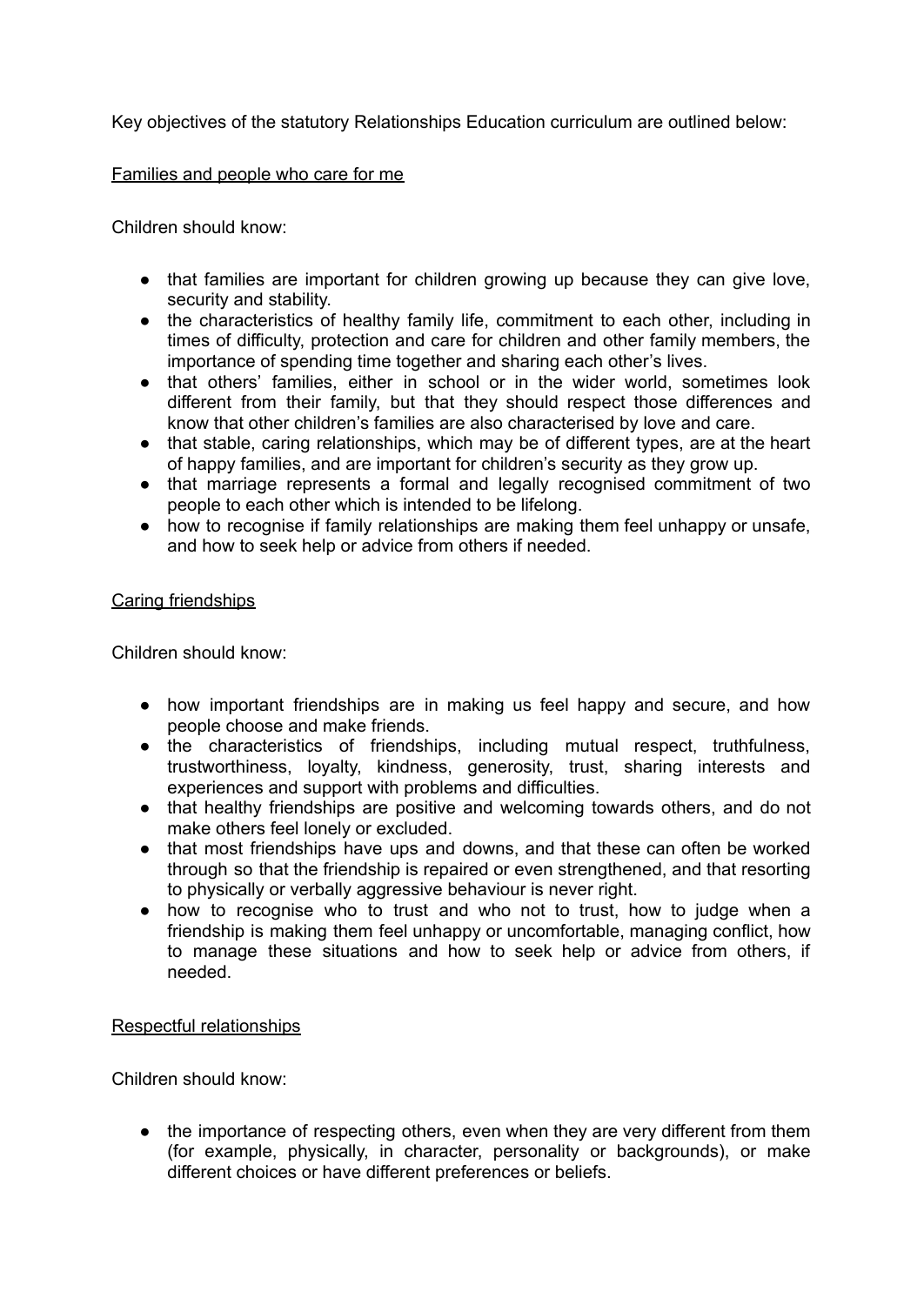Key objectives of the statutory Relationships Education curriculum are outlined below:

<u>Families and people who care for me</u>

Children should know:

- that families are important for children growing up because they can give love, security and stability.
- the characteristics of healthy family life, commitment to each other, including in times of difficulty, protection and care for children and other family members, the importance of spending time together and sharing each other's lives.
- that others' families, either in school or in the wider world, sometimes look different from their family, but that they should respect those differences and know that other children's families are also characterised by love and care.
- that stable, caring relationships, which may be of different types, are at the heart of happy families, and are important for children's security as they grow up.
- that marriage represents a formal and legally recognised commitment of two people to each other which is intended to be lifelong.
- how to recognise if family relationships are making them feel unhappy or unsafe, and how to seek help or advice from others if needed.

<u>Caring friendships</u>

Children should know:

- how important friendships are in making us feel happy and secure, and how people choose and make friends.
- the characteristics of friendships, including mutual respect, truthfulness, trustworthiness, loyalty, kindness, generosity, trust, sharing interests and experiences and support with problems and difficulties.
- that healthy friendships are positive and welcoming towards others, and do not make others feel lonely or excluded.
- that most friendships have ups and downs, and that these can often be worked through so that the friendship is repaired or even strengthened, and that resorting to physically or verbally aggressive behaviour is never right.
- how to recognise who to trust and who not to trust, how to judge when a friendship is making them feel unhappy or uncomfortable, managing conflict, how to manage these situations and how to seek help or advice from others, if needed.

<u>Respectful relationships</u>

Children should know:

- the importance of respecting others, even when they are very different from them (for example, physically, in character, personality or backgrounds), or make different choices or have different preferences or beliefs.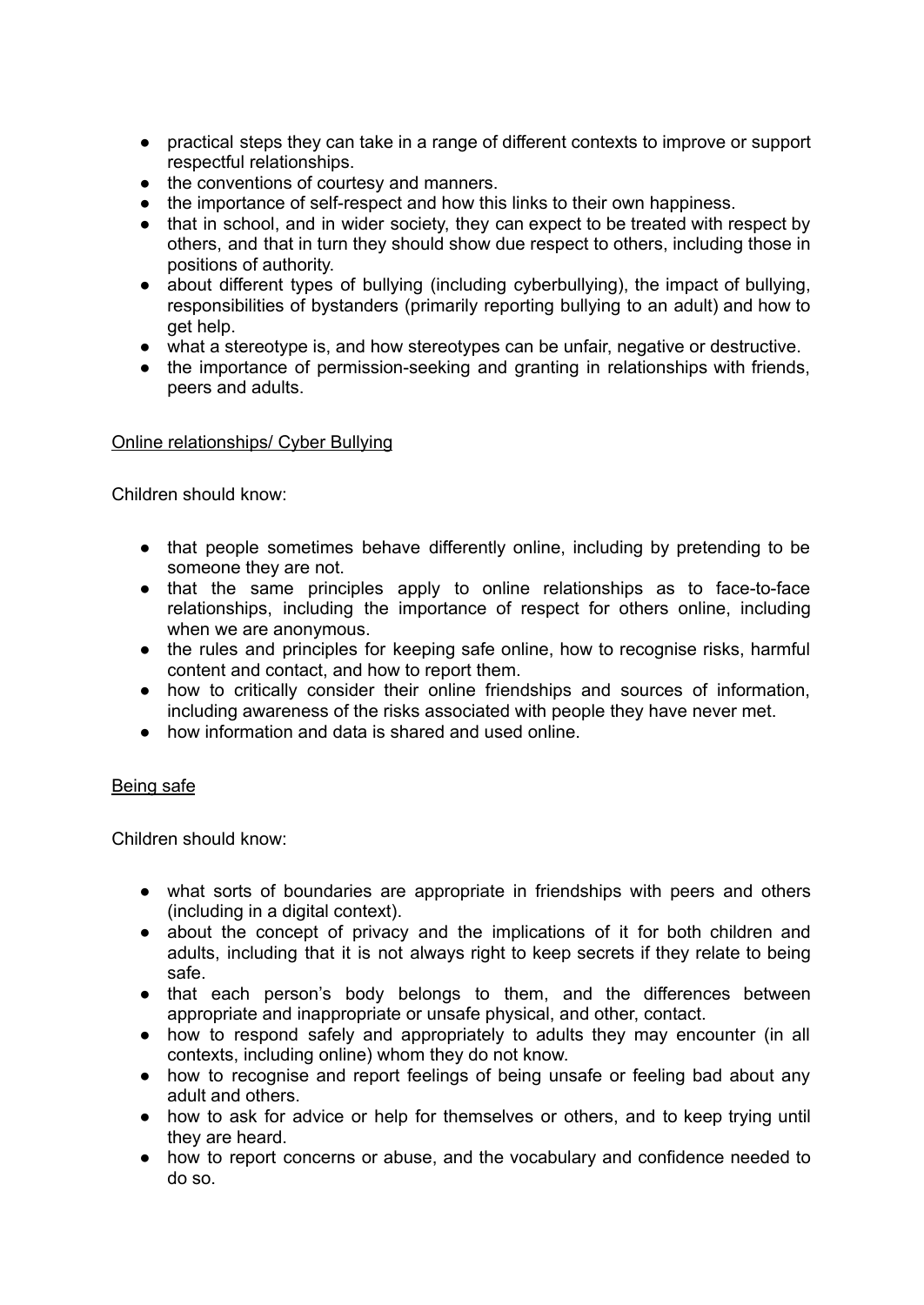- practical steps they can take in a range of different contexts to improve or support respectful relationships.
- the conventions of courtesy and manners.
- the importance of self-respect and how this links to their own happiness.
- that in school, and in wider society, they can expect to be treated with respect by others, and that in turn they should show due respect to others, including those in positions of authority.
- about different types of bullying (including cyberbullying), the impact of bullying, responsibilities of bystanders (primarily reporting bullying to an adult) and how to get help.
- what a stereotype is, and how stereotypes can be unfair, negative or destructive.
- the importance of permission-seeking and granting in relationships with friends, peers and adults.

Online relationships/ Cyber Bullying

Children should know:

- that people sometimes behave differently online, including by pretending to be someone they are not.
- that the same principles apply to online relationships as to face-to-face relationships, including the importance of respect for others online, including when we are anonymous.
- the rules and principles for keeping safe online, how to recognise risks, harmful content and contact, and how to report them.
- how to critically consider their online friendships and sources of information, including awareness of the risks associated with people they have never met.
- how information and data is shared and used online.

Being safe

Children should know:

- what sorts of boundaries are appropriate in friendships with peers and others (including in a digital context).
- about the concept of privacy and the implications of it for both children and adults, including that it is not always right to keep secrets if they relate to being safe.
- that each person's body belongs to them, and the differences between appropriate and inappropriate or unsafe physical, and other, contact.
- how to respond safely and appropriately to adults they may encounter (in all contexts, including online) whom they do not know.
- how to recognise and report feelings of being unsafe or feeling bad about any adult and others.
- how to ask for advice or help for themselves or others, and to keep trying until they are heard.
- how to report concerns or abuse, and the vocabulary and confidence needed to do so.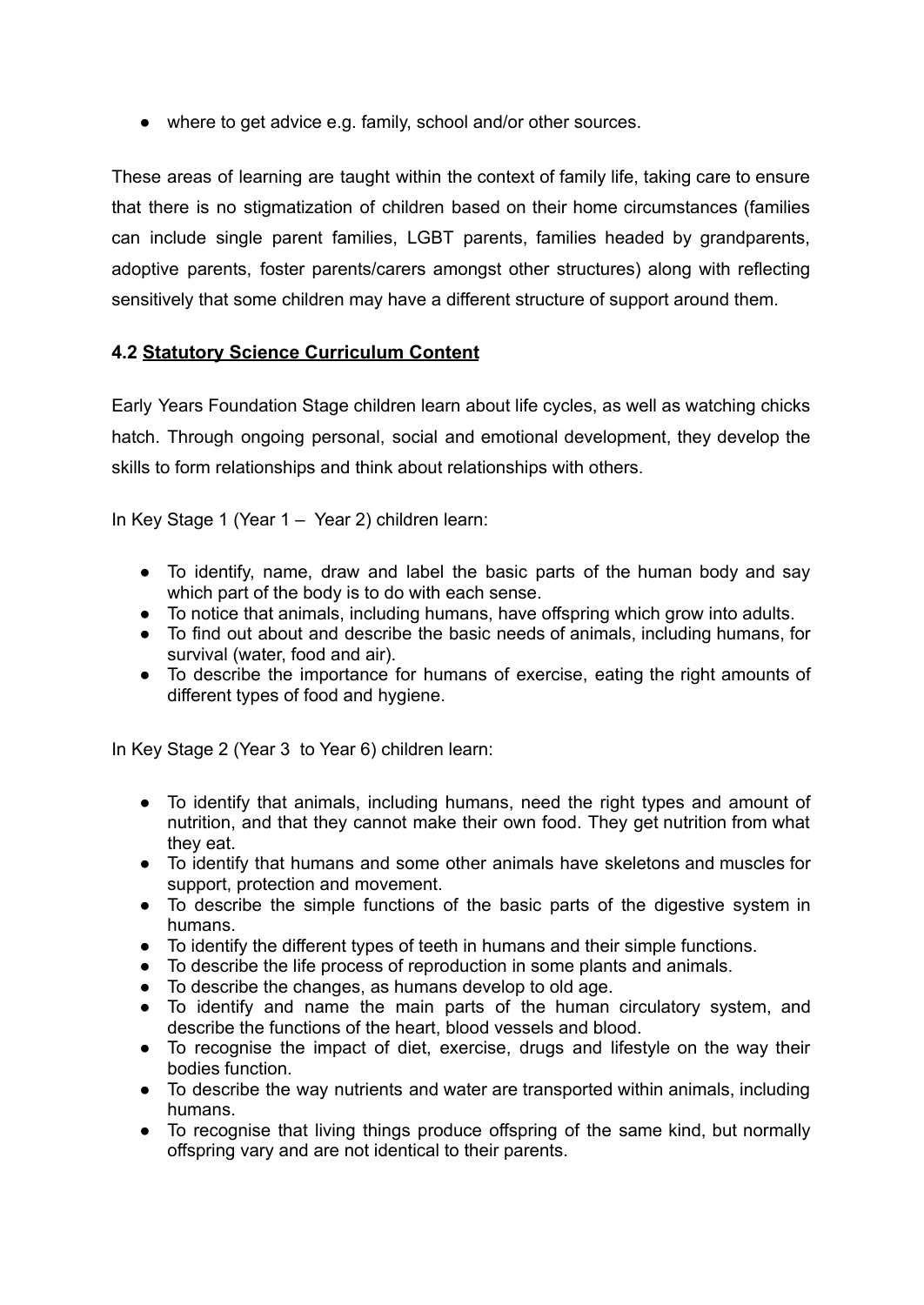- where to get advice e.g. family, school and/or other sources.

These areas of learning are taught within the context of family life, taking care to ensure that there is no stigmatization of children based on their home circumstances (families can include single parent families, LGBT parents, families headed by grandparents, adoptive parents, foster parents/carers amongst other structures) along with reflecting sensitively that some children may have a different structure of support around them.

### 4.2 Statutory Science Curriculum Content

Early Years Foundation Stage children learn about life cycles, as well as watching chicks hatch. Through ongoing personal, social and emotional development, they develop the skills to form relationships and think about relationships with others.

In Key Stage 1 (Year 1 – Year 2) children learn:

- To identify, name, draw and label the basic parts of the human body and say which part of the body is to do with each sense.
- To notice that animals, including humans, have offspring which grow into adults.
- To find out about and describe the basic needs of animals, including humans, for survival (water, food and air).
- To describe the importance for humans of exercise, eating the right amounts of different types of food and hygiene.

In Key Stage 2 (Year 3 to Year 6) children learn:

- To identify that animals, including humans, need the right types and amount of nutrition, and that they cannot make their own food. They get nutrition from what they eat.
- To identify that humans and some other animals have skeletons and muscles for support, protection and movement.
- To describe the simple functions of the basic parts of the digestive system in humans.
- To identify the different types of teeth in humans and their simple functions.
- To describe the life process of reproduction in some plants and animals.
- To describe the changes, as humans develop to old age.
- To identify and name the main parts of the human circulatory system, and describe the functions of the heart, blood vessels and blood.
- To recognise the impact of diet, exercise, drugs and lifestyle on the way their bodies function.
- To describe the way nutrients and water are transported within animals, including humans.
- To recognise that living things produce offspring of the same kind, but normally offspring vary and are not identical to their parents.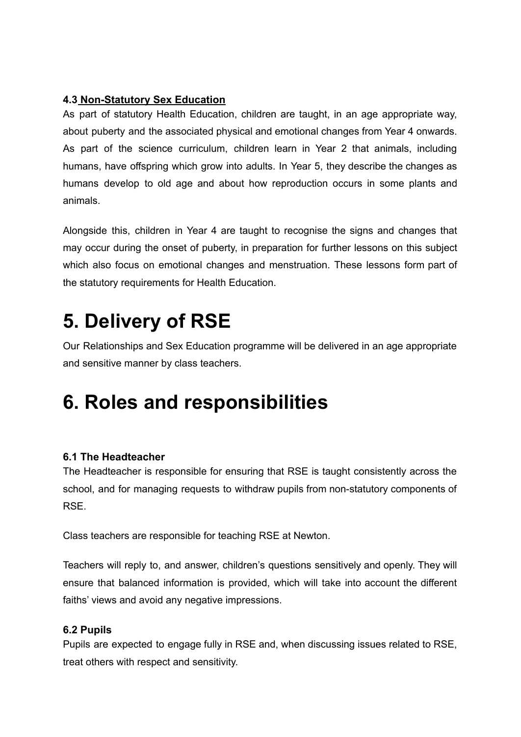### 4.3 Non-Statutory Sex Education

As part of statutory Health Education, children are taught, in an age appropriate way, about puberty and the associated physical and emotional changes from Year 4 onwards. As part of the science curriculum, children learn in Year 2 that animals, including humans, have offspring which grow into adults. In Year 5, they describe the changes as humans develop to old age and about how reproduction occurs in some plants and animals.

Alongside this, children in Year 4 are taught to recognise the signs and changes that may occur during the onset of puberty, in preparation for further lessons on this subject which also focus on emotional changes and menstruation. These lessons form part of the statutory requirements for Health Education.

# 5. Delivery of RSE

Our Relationships and Sex Education programme will be delivered in an age appropriate and sensitive manner by class teachers.

# 6. Roles and responsibilities

### 6.1 The Headteacher

The Headteacher is responsible for ensuring that RSE is taught consistently across the school, and for managing requests to withdraw pupils from non-statutory components of RSE.

Class teachers are responsible for teaching RSE at Newton.

Teachers will reply to, and answer, children's questions sensitively and openly. They will ensure that balanced information is provided, which will take into account the different faiths' views and avoid any negative impressions.

### 6.2 Pupils

Pupils are expected to engage fully in RSE and, when discussing issues related to RSE, treat others with respect and sensitivity.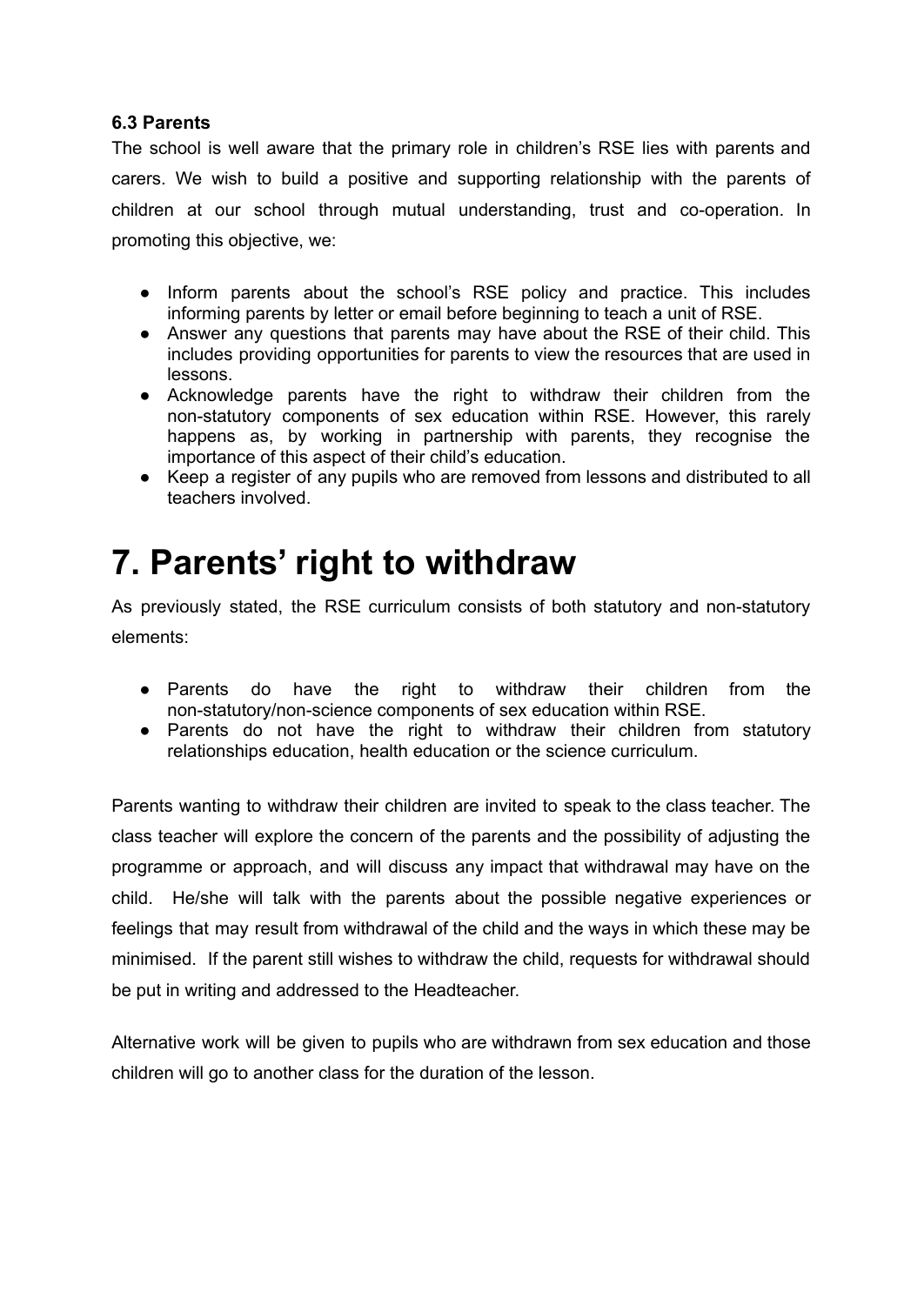### 6.3 Parents

The school is well aware that the primary role in children's RSE lies with parents and carers. We wish to build a positive and supporting relationship with the parents of children at our school through mutual understanding, trust and co-operation. In promoting this objective, we:

- Inform parents about the school's RSE policy and practice. This includes informing parents by letter or email before beginning to teach a unit of RSE.
- Answer any questions that parents may have about the RSE of their child. This includes providing opportunities for parents to view the resources that are used in lessons.
- Acknowledge parents have the right to withdraw their children from the non-statutory components of sex education within RSE. However, this rarely happens as, by working in partnership with parents, they recognise the importance of this aspect of their child's education.
- Keep a register of any pupils who are removed from lessons and distributed to all teachers involved.

# 7. Parents' right to withdraw

As previously stated, the RSE curriculum consists of both statutory and non-statutory elements:

- Parents do have the right to withdraw their children from the non-statutory/non-science components of sex education within RSE.
- Parents do not have the right to withdraw their children from statutory relationships education, health education or the science curriculum.

Parents wanting to withdraw their children are invited to speak to the class teacher. The class teacher will explore the concern of the parents and the possibility of adjusting the programme or approach, and will discuss any impact that withdrawal may have on the child. He/she will talk with the parents about the possible negative experiences or feelings that may result from withdrawal of the child and the ways in which these may be minimised. If the parent still wishes to withdraw the child, requests for withdrawal should be put in writing and addressed to the Headteacher.

Alternative work will be given to pupils who are withdrawn from sex education and those children will go to another class for the duration of the lesson.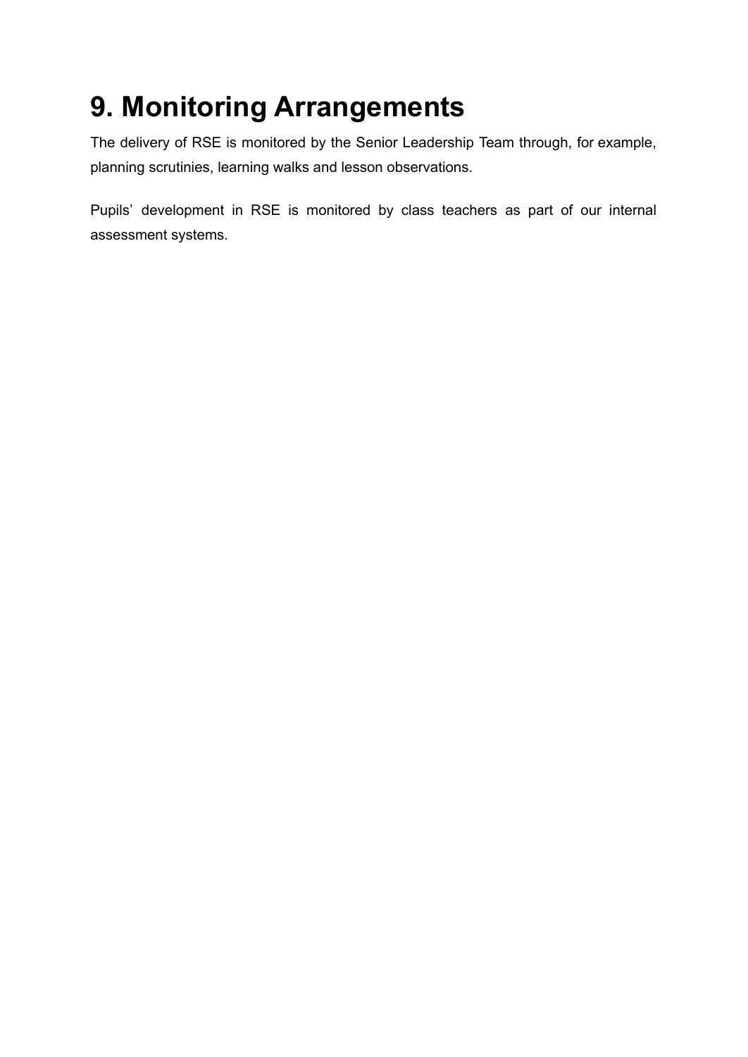# 9. Monitoring Arrangements

The delivery of RSE is monitored by the Senior Leadership Team through, for example, planning scrutinies, learning walks and lesson observations.

Pupils' development in RSE is monitored by class teachers as part of our internal assessment systems.